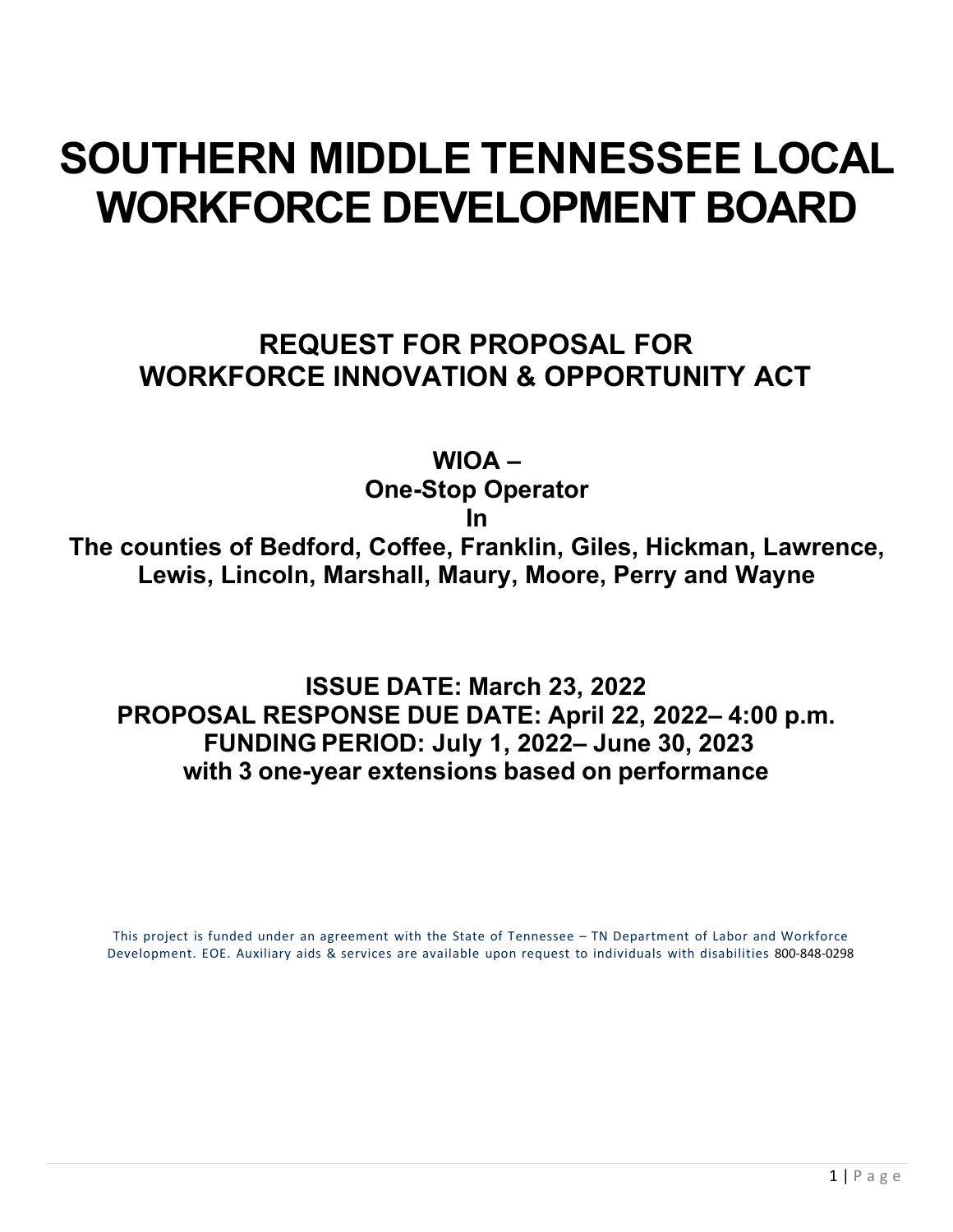# SOUTHERN MIDDLE TENNESSEE LOCAL WORKFORCE DEVELOPMENT BOARD

## REQUEST FOR PROPOSAL FOR WORKFORCE INNOVATION & OPPORTUNITY ACT

**WIOA –**
**One-Stop Operator**
**In**
**The counties of Bedford, Coffee, Franklin, Giles, Hickman, Lawrence, Lewis, Lincoln, Marshall, Maury, Moore, Perry and Wayne**

**ISSUE DATE: March 23, 2022**
**PROPOSAL RESPONSE DUE DATE: April 22, 2022– 4:00 p.m.**
**FUNDING PERIOD: July 1, 2022– June 30, 2023**
**with 3 one-year extensions based on performance**

This project is funded under an agreement with the State of Tennessee – TN Department of Labor and Workforce Development. EOE. Auxiliary aids & services are available upon request to individuals with disabilities 800-848-0298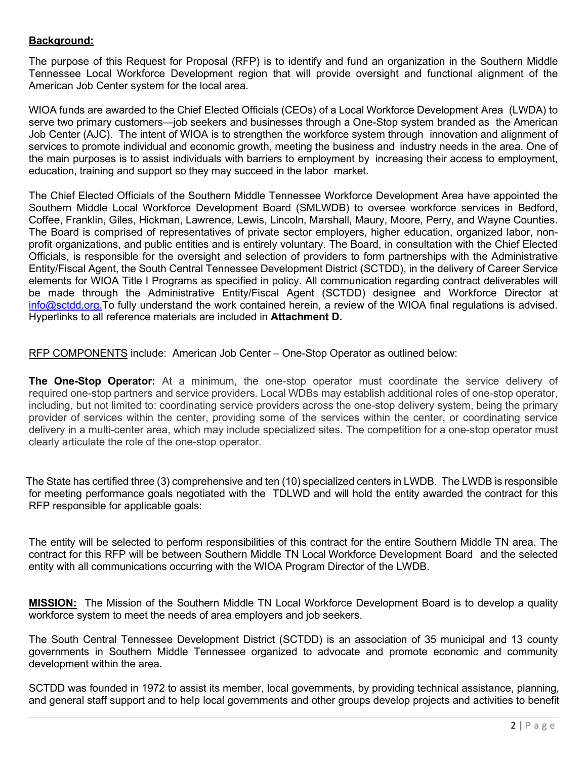**Background:**

The purpose of this Request for Proposal (RFP) is to identify and fund an organization in the Southern Middle Tennessee Local Workforce Development region that will provide oversight and functional alignment of the American Job Center system for the local area.

WIOA funds are awarded to the Chief Elected Officials (CEOs) of a Local Workforce Development Area (LWDA) to serve two primary customers—job seekers and businesses through a One-Stop system branded as the American Job Center (AJC). The intent of WIOA is to strengthen the workforce system through innovation and alignment of services to promote individual and economic growth, meeting the business and industry needs in the area. One of the main purposes is to assist individuals with barriers to employment by increasing their access to employment, education, training and support so they may succeed in the labor market.

The Chief Elected Officials of the Southern Middle Tennessee Workforce Development Area have appointed the Southern Middle Local Workforce Development Board (SMLWDB) to oversee workforce services in Bedford, Coffee, Franklin, Giles, Hickman, Lawrence, Lewis, Lincoln, Marshall, Maury, Moore, Perry, and Wayne Counties. The Board is comprised of representatives of private sector employers, higher education, organized labor, non-profit organizations, and public entities and is entirely voluntary. The Board, in consultation with the Chief Elected Officials, is responsible for the oversight and selection of providers to form partnerships with the Administrative Entity/Fiscal Agent, the South Central Tennessee Development District (SCTDD), in the delivery of Career Service elements for WIOA Title I Programs as specified in policy. All communication regarding contract deliverables will be made through the Administrative Entity/Fiscal Agent (SCTDD) designee and Workforce Director at info@sctdd.org.To fully understand the work contained herein, a review of the WIOA final regulations is advised. Hyperlinks to all reference materials are included in **Attachment D.**

RFP COMPONENTS include: American Job Center – One-Stop Operator as outlined below:

**The One-Stop Operator:** At a minimum, the one-stop operator must coordinate the service delivery of required one-stop partners and service providers. Local WDBs may establish additional roles of one-stop operator, including, but not limited to: coordinating service providers across the one-stop delivery system, being the primary provider of services within the center, providing some of the services within the center, or coordinating service delivery in a multi-center area, which may include specialized sites. The competition for a one-stop operator must clearly articulate the role of the one-stop operator.

The State has certified three (3) comprehensive and ten (10) specialized centers in LWDB. The LWDB is responsible for meeting performance goals negotiated with the TDLWD and will hold the entity awarded the contract for this RFP responsible for applicable goals:

The entity will be selected to perform responsibilities of this contract for the entire Southern Middle TN area. The contract for this RFP will be between Southern Middle TN Local Workforce Development Board and the selected entity with all communications occurring with the WIOA Program Director of the LWDB.

**MISSION:** The Mission of the Southern Middle TN Local Workforce Development Board is to develop a quality workforce system to meet the needs of area employers and job seekers.

The South Central Tennessee Development District (SCTDD) is an association of 35 municipal and 13 county governments in Southern Middle Tennessee organized to advocate and promote economic and community development within the area.

SCTDD was founded in 1972 to assist its member, local governments, by providing technical assistance, planning, and general staff support and to help local governments and other groups develop projects and activities to benefit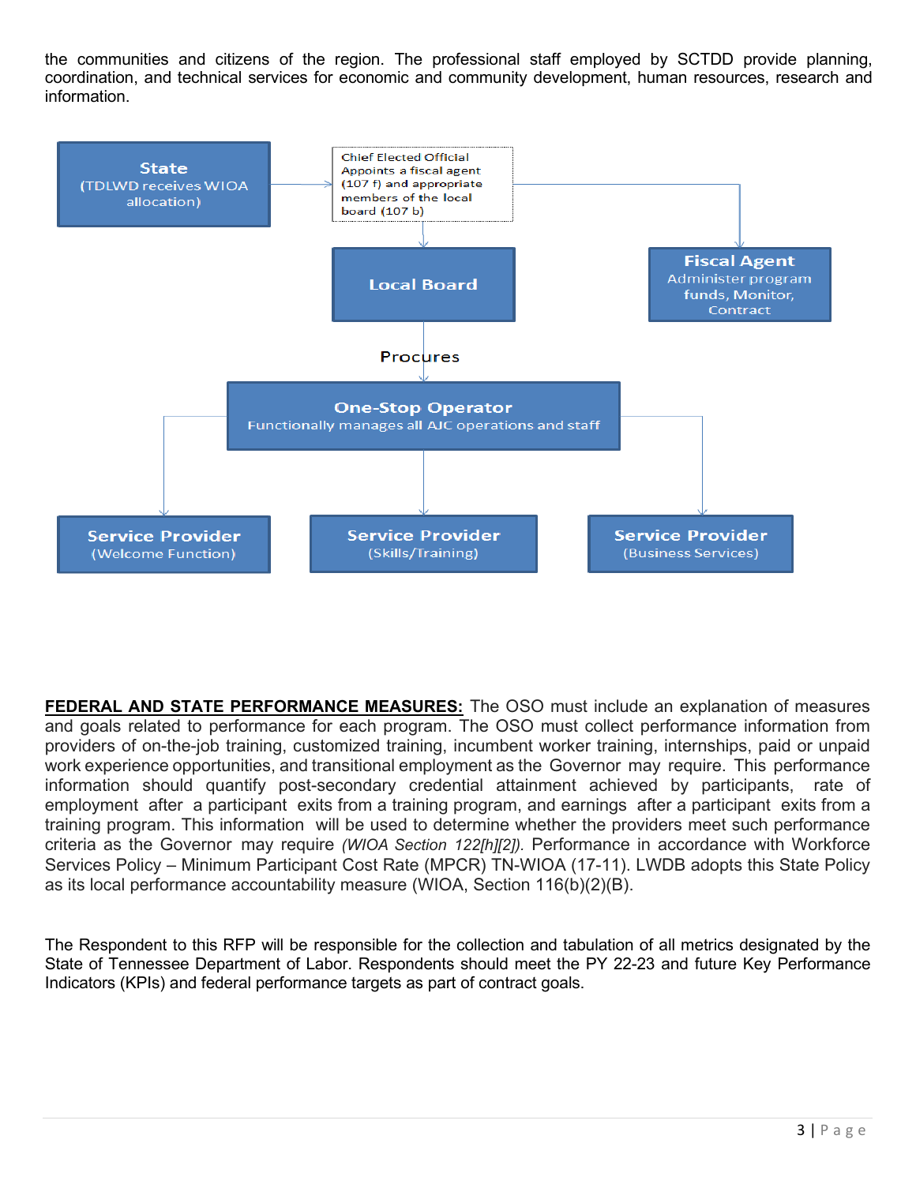the communities and citizens of the region. The professional staff employed by SCTDD provide planning, coordination, and technical services for economic and community development, human resources, research and information.

**State**
(TDLWD receives WIOA allocation)

Chief Elected Official Appoints a fiscal agent (107 f) and appropriate members of the local board (107 b)

**Local Board**

**Fiscal Agent**
Administer program funds, Monitor, Contract

Procures

**One-Stop Operator**
Functionally manages all AJC operations and staff

**Service Provider**
(Welcome Function)

**Service Provider**
(Skills/Training)

**Service Provider**
(Business Services)

**<u>FEDERAL AND STATE PERFORMANCE MEASURES:</u>** The OSO must include an explanation of measures and goals related to performance for each program. The OSO must collect performance information from providers of on-the-job training, customized training, incumbent worker training, internships, paid or unpaid work experience opportunities, and transitional employment as the Governor may require. This performance information should quantify post-secondary credential attainment achieved by participants, rate of employment after a participant exits from a training program, and earnings after a participant exits from a training program. This information will be used to determine whether the providers meet such performance criteria as the Governor may require *(WIOA Section 122[h][2]).* Performance in accordance with Workforce Services Policy – Minimum Participant Cost Rate (MPCR) TN-WIOA (17-11). LWDB adopts this State Policy as its local performance accountability measure (WIOA, Section 116(b)(2)(B).

The Respondent to this RFP will be responsible for the collection and tabulation of all metrics designated by the State of Tennessee Department of Labor. Respondents should meet the PY 22-23 and future Key Performance Indicators (KPIs) and federal performance targets as part of contract goals.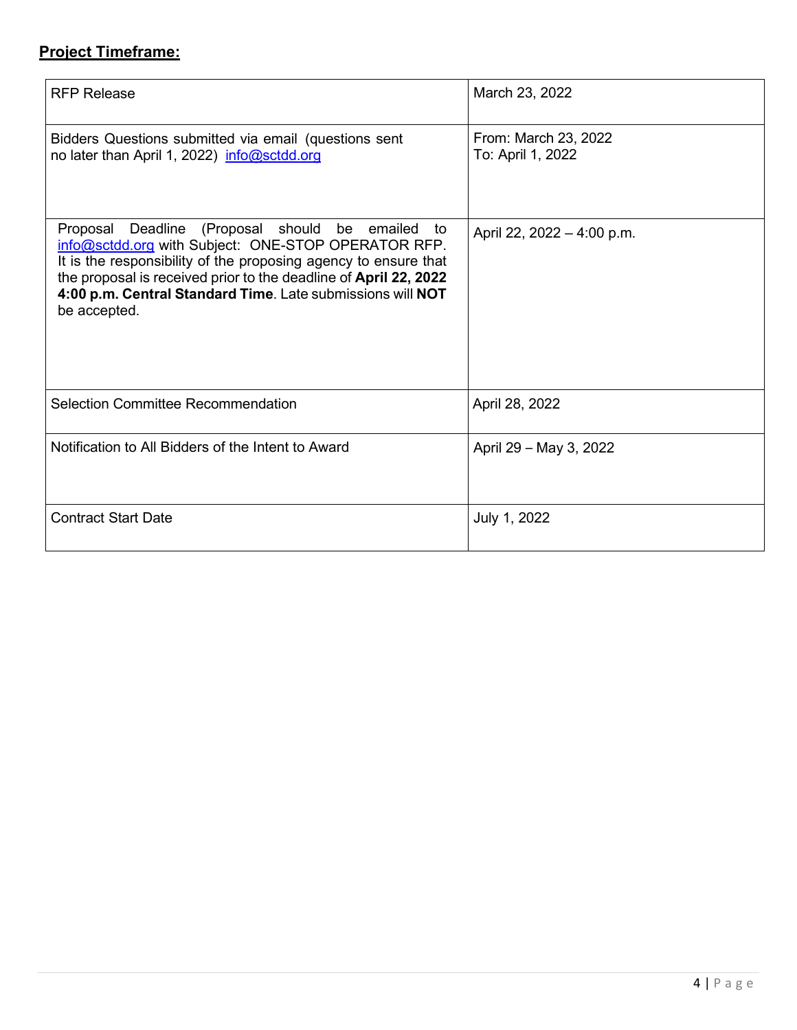**<u>Project Timeframe:</u>**

| | |
|---|---|
| RFP Release | March 23, 2022 |
| Bidders Questions submitted via email (questions sent no later than April 1, 2022) info@sctdd.org | From: March 23, 2022<br>To: April 1, 2022 |
| Proposal Deadline (Proposal should be emailed to info@sctdd.org with Subject: ONE-STOP OPERATOR RFP. It is the responsibility of the proposing agency to ensure that the proposal is received prior to the deadline of **April 22, 2022 4:00 p.m. Central Standard Time**. Late submissions will **NOT** be accepted. | April 22, 2022 – 4:00 p.m. |
| Selection Committee Recommendation | April 28, 2022 |
| Notification to All Bidders of the Intent to Award | April 29 – May 3, 2022 |
| Contract Start Date | July 1, 2022 |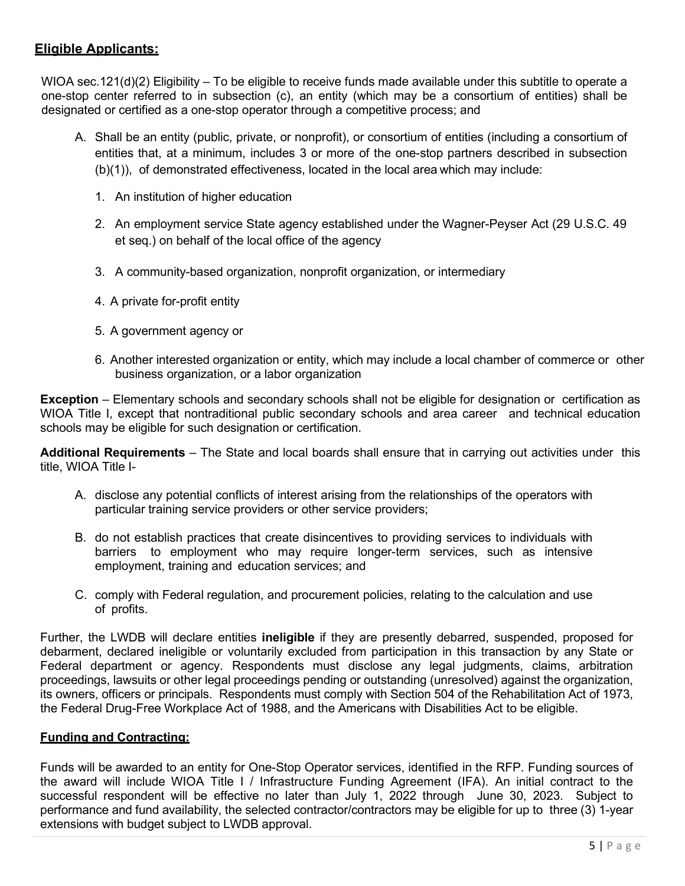## **Eligible Applicants:**

WIOA sec.121(d)(2) Eligibility – To be eligible to receive funds made available under this subtitle to operate a one-stop center referred to in subsection (c), an entity (which may be a consortium of entities) shall be designated or certified as a one-stop operator through a competitive process; and

A. Shall be an entity (public, private, or nonprofit), or consortium of entities (including a consortium of entities that, at a minimum, includes 3 or more of the one-stop partners described in subsection (b)(1)), of demonstrated effectiveness, located in the local area which may include:

   1. An institution of higher education

   2. An employment service State agency established under the Wagner-Peyser Act (29 U.S.C. 49 et seq.) on behalf of the local office of the agency

   3. A community-based organization, nonprofit organization, or intermediary

   4. A private for-profit entity

   5. A government agency or

   6. Another interested organization or entity, which may include a local chamber of commerce or other business organization, or a labor organization

**Exception** – Elementary schools and secondary schools shall not be eligible for designation or certification as WIOA Title I, except that nontraditional public secondary schools and area career and technical education schools may be eligible for such designation or certification.

**Additional Requirements** – The State and local boards shall ensure that in carrying out activities under this title, WIOA Title I-

A. disclose any potential conflicts of interest arising from the relationships of the operators with particular training service providers or other service providers;

B. do not establish practices that create disincentives to providing services to individuals with barriers to employment who may require longer-term services, such as intensive employment, training and education services; and

C. comply with Federal regulation, and procurement policies, relating to the calculation and use of profits.

Further, the LWDB will declare entities **ineligible** if they are presently debarred, suspended, proposed for debarment, declared ineligible or voluntarily excluded from participation in this transaction by any State or Federal department or agency. Respondents must disclose any legal judgments, claims, arbitration proceedings, lawsuits or other legal proceedings pending or outstanding (unresolved) against the organization, its owners, officers or principals. Respondents must comply with Section 504 of the Rehabilitation Act of 1973, the Federal Drug-Free Workplace Act of 1988, and the Americans with Disabilities Act to be eligible.

## **Funding and Contracting:**

Funds will be awarded to an entity for One-Stop Operator services, identified in the RFP. Funding sources of the award will include WIOA Title I / Infrastructure Funding Agreement (IFA). An initial contract to the successful respondent will be effective no later than July 1, 2022 through June 30, 2023. Subject to performance and fund availability, the selected contractor/contractors may be eligible for up to three (3) 1-year extensions with budget subject to LWDB approval.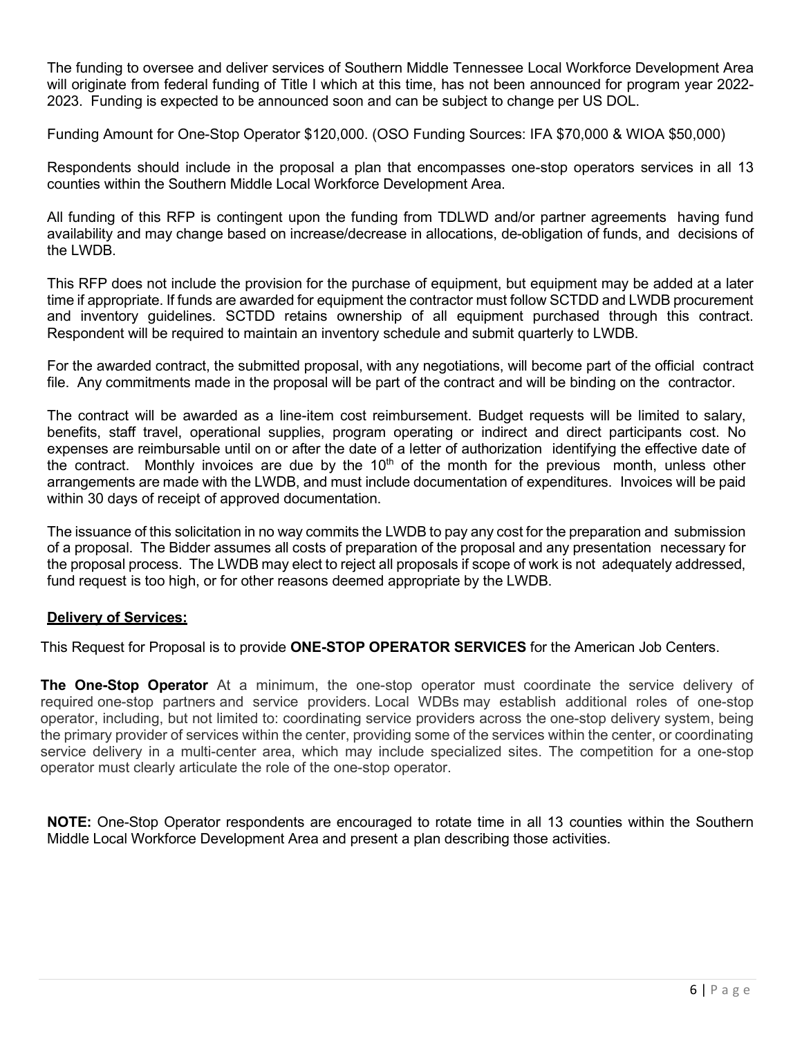The funding to oversee and deliver services of Southern Middle Tennessee Local Workforce Development Area will originate from federal funding of Title I which at this time, has not been announced for program year 2022-2023. Funding is expected to be announced soon and can be subject to change per US DOL.

Funding Amount for One-Stop Operator $120,000. (OSO Funding Sources: IFA $70,000 & WIOA $50,000)

Respondents should include in the proposal a plan that encompasses one-stop operators services in all 13 counties within the Southern Middle Local Workforce Development Area.

All funding of this RFP is contingent upon the funding from TDLWD and/or partner agreements having fund availability and may change based on increase/decrease in allocations, de-obligation of funds, and decisions of the LWDB.

This RFP does not include the provision for the purchase of equipment, but equipment may be added at a later time if appropriate. If funds are awarded for equipment the contractor must follow SCTDD and LWDB procurement and inventory guidelines. SCTDD retains ownership of all equipment purchased through this contract. Respondent will be required to maintain an inventory schedule and submit quarterly to LWDB.

For the awarded contract, the submitted proposal, with any negotiations, will become part of the official contract file. Any commitments made in the proposal will be part of the contract and will be binding on the contractor.

The contract will be awarded as a line-item cost reimbursement. Budget requests will be limited to salary, benefits, staff travel, operational supplies, program operating or indirect and direct participants cost. No expenses are reimbursable until on or after the date of a letter of authorization identifying the effective date of the contract. Monthly invoices are due by the 10th of the month for the previous month, unless other arrangements are made with the LWDB, and must include documentation of expenditures. Invoices will be paid within 30 days of receipt of approved documentation.

The issuance of this solicitation in no way commits the LWDB to pay any cost for the preparation and submission of a proposal. The Bidder assumes all costs of preparation of the proposal and any presentation necessary for the proposal process. The LWDB may elect to reject all proposals if scope of work is not adequately addressed, fund request is too high, or for other reasons deemed appropriate by the LWDB.

**Delivery of Services:**

This Request for Proposal is to provide **ONE-STOP OPERATOR SERVICES** for the American Job Centers.

**The One-Stop Operator** At a minimum, the one-stop operator must coordinate the service delivery of required one-stop partners and service providers. Local WDBs may establish additional roles of one-stop operator, including, but not limited to: coordinating service providers across the one-stop delivery system, being the primary provider of services within the center, providing some of the services within the center, or coordinating service delivery in a multi-center area, which may include specialized sites. The competition for a one-stop operator must clearly articulate the role of the one-stop operator.

**NOTE:** One-Stop Operator respondents are encouraged to rotate time in all 13 counties within the Southern Middle Local Workforce Development Area and present a plan describing those activities.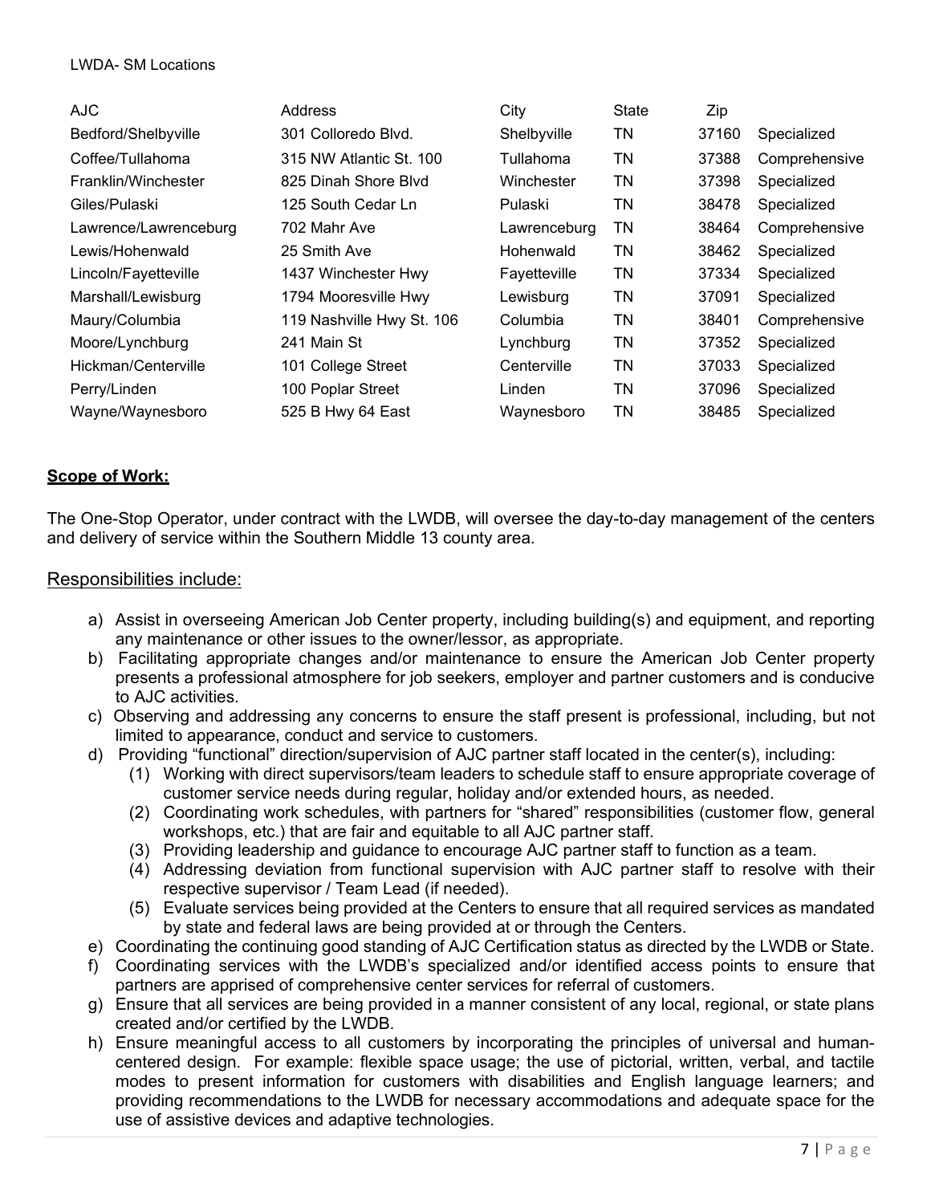LWDA- SM Locations

| AJC | Address | City | State | Zip | |
|---|---|---|---|---|---|
| Bedford/Shelbyville | 301 Colloredo Blvd. | Shelbyville | TN | 37160 | Specialized |
| Coffee/Tullahoma | 315 NW Atlantic St. 100 | Tullahoma | TN | 37388 | Comprehensive |
| Franklin/Winchester | 825 Dinah Shore Blvd | Winchester | TN | 37398 | Specialized |
| Giles/Pulaski | 125 South Cedar Ln | Pulaski | TN | 38478 | Specialized |
| Lawrence/Lawrenceburg | 702 Mahr Ave | Lawrenceburg | TN | 38464 | Comprehensive |
| Lewis/Hohenwald | 25 Smith Ave | Hohenwald | TN | 38462 | Specialized |
| Lincoln/Fayetteville | 1437 Winchester Hwy | Fayetteville | TN | 37334 | Specialized |
| Marshall/Lewisburg | 1794 Mooresville Hwy | Lewisburg | TN | 37091 | Specialized |
| Maury/Columbia | 119 Nashville Hwy St. 106 | Columbia | TN | 38401 | Comprehensive |
| Moore/Lynchburg | 241 Main St | Lynchburg | TN | 37352 | Specialized |
| Hickman/Centerville | 101 College Street | Centerville | TN | 37033 | Specialized |
| Perry/Linden | 100 Poplar Street | Linden | TN | 37096 | Specialized |
| Wayne/Waynesboro | 525 B Hwy 64 East | Waynesboro | TN | 38485 | Specialized |

**Scope of Work:**

The One-Stop Operator, under contract with the LWDB, will oversee the day-to-day management of the centers and delivery of service within the Southern Middle 13 county area.

## Responsibilities include:

a) Assist in overseeing American Job Center property, including building(s) and equipment, and reporting any maintenance or other issues to the owner/lessor, as appropriate.
b) Facilitating appropriate changes and/or maintenance to ensure the American Job Center property presents a professional atmosphere for job seekers, employer and partner customers and is conducive to AJC activities.
c) Observing and addressing any concerns to ensure the staff present is professional, including, but not limited to appearance, conduct and service to customers.
d) Providing "functional" direction/supervision of AJC partner staff located in the center(s), including:
   (1) Working with direct supervisors/team leaders to schedule staff to ensure appropriate coverage of customer service needs during regular, holiday and/or extended hours, as needed.
   (2) Coordinating work schedules, with partners for "shared" responsibilities (customer flow, general workshops, etc.) that are fair and equitable to all AJC partner staff.
   (3) Providing leadership and guidance to encourage AJC partner staff to function as a team.
   (4) Addressing deviation from functional supervision with AJC partner staff to resolve with their respective supervisor / Team Lead (if needed).
   (5) Evaluate services being provided at the Centers to ensure that all required services as mandated by state and federal laws are being provided at or through the Centers.
e) Coordinating the continuing good standing of AJC Certification status as directed by the LWDB or State.
f) Coordinating services with the LWDB's specialized and/or identified access points to ensure that partners are apprised of comprehensive center services for referral of customers.
g) Ensure that all services are being provided in a manner consistent of any local, regional, or state plans created and/or certified by the LWDB.
h) Ensure meaningful access to all customers by incorporating the principles of universal and human-centered design. For example: flexible space usage; the use of pictorial, written, verbal, and tactile modes to present information for customers with disabilities and English language learners; and providing recommendations to the LWDB for necessary accommodations and adequate space for the use of assistive devices and adaptive technologies.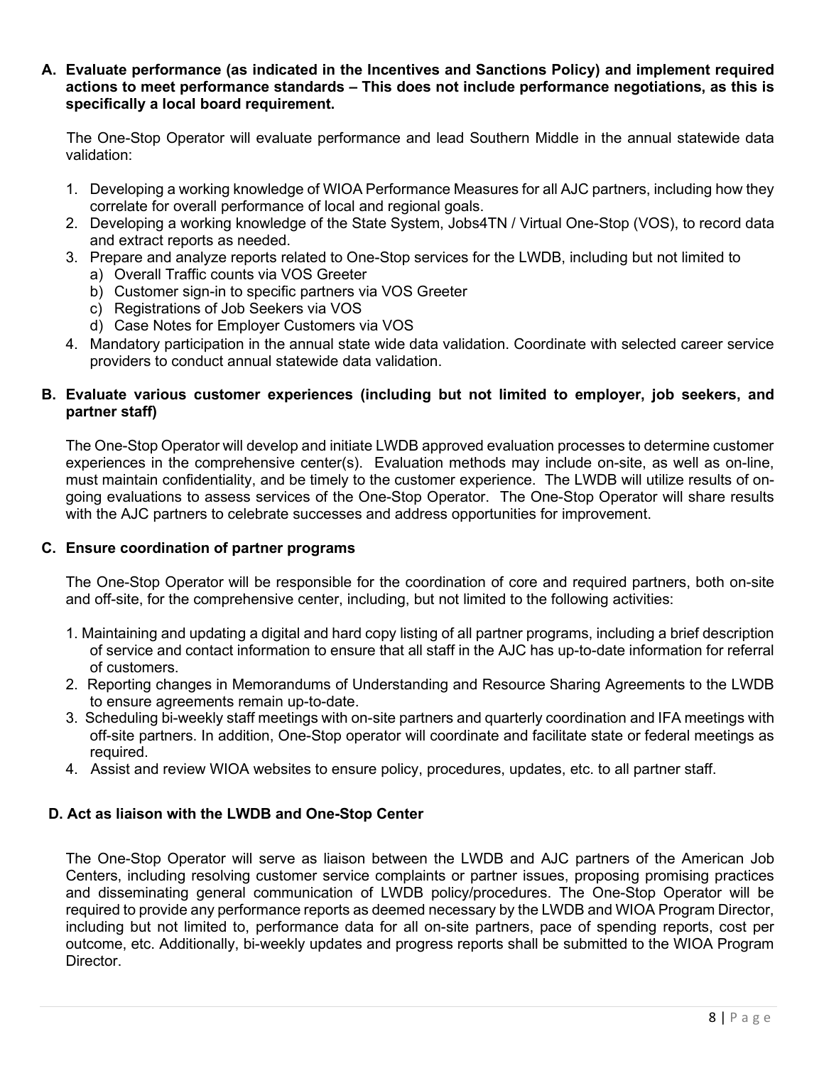**A. Evaluate performance (as indicated in the Incentives and Sanctions Policy) and implement required actions to meet performance standards – This does not include performance negotiations, as this is specifically a local board requirement.**

The One-Stop Operator will evaluate performance and lead Southern Middle in the annual statewide data validation:

1. Developing a working knowledge of WIOA Performance Measures for all AJC partners, including how they correlate for overall performance of local and regional goals.
2. Developing a working knowledge of the State System, Jobs4TN / Virtual One-Stop (VOS), to record data and extract reports as needed.
3. Prepare and analyze reports related to One-Stop services for the LWDB, including but not limited to
   a) Overall Traffic counts via VOS Greeter
   b) Customer sign-in to specific partners via VOS Greeter
   c) Registrations of Job Seekers via VOS
   d) Case Notes for Employer Customers via VOS
4. Mandatory participation in the annual state wide data validation. Coordinate with selected career service providers to conduct annual statewide data validation.

**B. Evaluate various customer experiences (including but not limited to employer, job seekers, and partner staff)**

The One-Stop Operator will develop and initiate LWDB approved evaluation processes to determine customer experiences in the comprehensive center(s). Evaluation methods may include on-site, as well as on-line, must maintain confidentiality, and be timely to the customer experience. The LWDB will utilize results of on-going evaluations to assess services of the One-Stop Operator. The One-Stop Operator will share results with the AJC partners to celebrate successes and address opportunities for improvement.

**C. Ensure coordination of partner programs**

The One-Stop Operator will be responsible for the coordination of core and required partners, both on-site and off-site, for the comprehensive center, including, but not limited to the following activities:

1. Maintaining and updating a digital and hard copy listing of all partner programs, including a brief description of service and contact information to ensure that all staff in the AJC has up-to-date information for referral of customers.
2. Reporting changes in Memorandums of Understanding and Resource Sharing Agreements to the LWDB to ensure agreements remain up-to-date.
3. Scheduling bi-weekly staff meetings with on-site partners and quarterly coordination and IFA meetings with off-site partners. In addition, One-Stop operator will coordinate and facilitate state or federal meetings as required.
4. Assist and review WIOA websites to ensure policy, procedures, updates, etc. to all partner staff.

**D. Act as liaison with the LWDB and One-Stop Center**

The One-Stop Operator will serve as liaison between the LWDB and AJC partners of the American Job Centers, including resolving customer service complaints or partner issues, proposing promising practices and disseminating general communication of LWDB policy/procedures. The One-Stop Operator will be required to provide any performance reports as deemed necessary by the LWDB and WIOA Program Director, including but not limited to, performance data for all on-site partners, pace of spending reports, cost per outcome, etc. Additionally, bi-weekly updates and progress reports shall be submitted to the WIOA Program Director.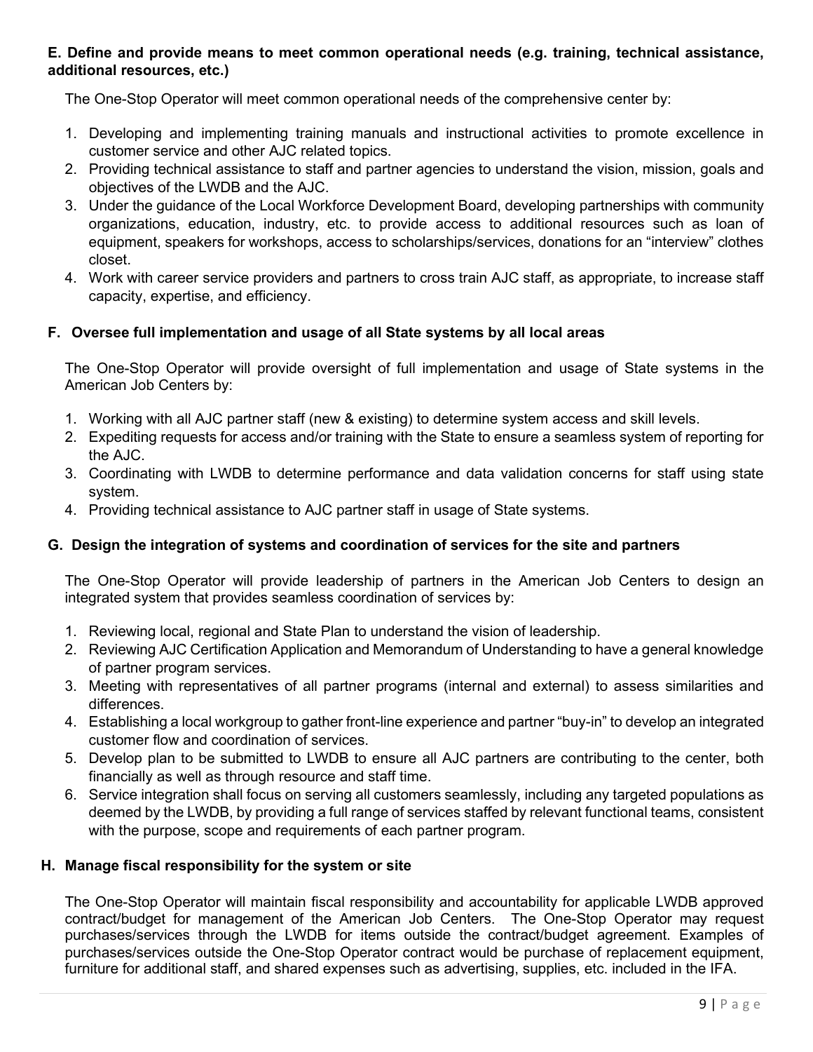**E. Define and provide means to meet common operational needs (e.g. training, technical assistance, additional resources, etc.)**

The One-Stop Operator will meet common operational needs of the comprehensive center by:

1. Developing and implementing training manuals and instructional activities to promote excellence in customer service and other AJC related topics.
2. Providing technical assistance to staff and partner agencies to understand the vision, mission, goals and objectives of the LWDB and the AJC.
3. Under the guidance of the Local Workforce Development Board, developing partnerships with community organizations, education, industry, etc. to provide access to additional resources such as loan of equipment, speakers for workshops, access to scholarships/services, donations for an "interview" clothes closet.
4. Work with career service providers and partners to cross train AJC staff, as appropriate, to increase staff capacity, expertise, and efficiency.

**F. Oversee full implementation and usage of all State systems by all local areas**

The One-Stop Operator will provide oversight of full implementation and usage of State systems in the American Job Centers by:

1. Working with all AJC partner staff (new & existing) to determine system access and skill levels.
2. Expediting requests for access and/or training with the State to ensure a seamless system of reporting for the AJC.
3. Coordinating with LWDB to determine performance and data validation concerns for staff using state system.
4. Providing technical assistance to AJC partner staff in usage of State systems.

**G. Design the integration of systems and coordination of services for the site and partners**

The One-Stop Operator will provide leadership of partners in the American Job Centers to design an integrated system that provides seamless coordination of services by:

1. Reviewing local, regional and State Plan to understand the vision of leadership.
2. Reviewing AJC Certification Application and Memorandum of Understanding to have a general knowledge of partner program services.
3. Meeting with representatives of all partner programs (internal and external) to assess similarities and differences.
4. Establishing a local workgroup to gather front-line experience and partner "buy-in" to develop an integrated customer flow and coordination of services.
5. Develop plan to be submitted to LWDB to ensure all AJC partners are contributing to the center, both financially as well as through resource and staff time.
6. Service integration shall focus on serving all customers seamlessly, including any targeted populations as deemed by the LWDB, by providing a full range of services staffed by relevant functional teams, consistent with the purpose, scope and requirements of each partner program.

**H. Manage fiscal responsibility for the system or site**

The One-Stop Operator will maintain fiscal responsibility and accountability for applicable LWDB approved contract/budget for management of the American Job Centers. The One-Stop Operator may request purchases/services through the LWDB for items outside the contract/budget agreement. Examples of purchases/services outside the One-Stop Operator contract would be purchase of replacement equipment, furniture for additional staff, and shared expenses such as advertising, supplies, etc. included in the IFA.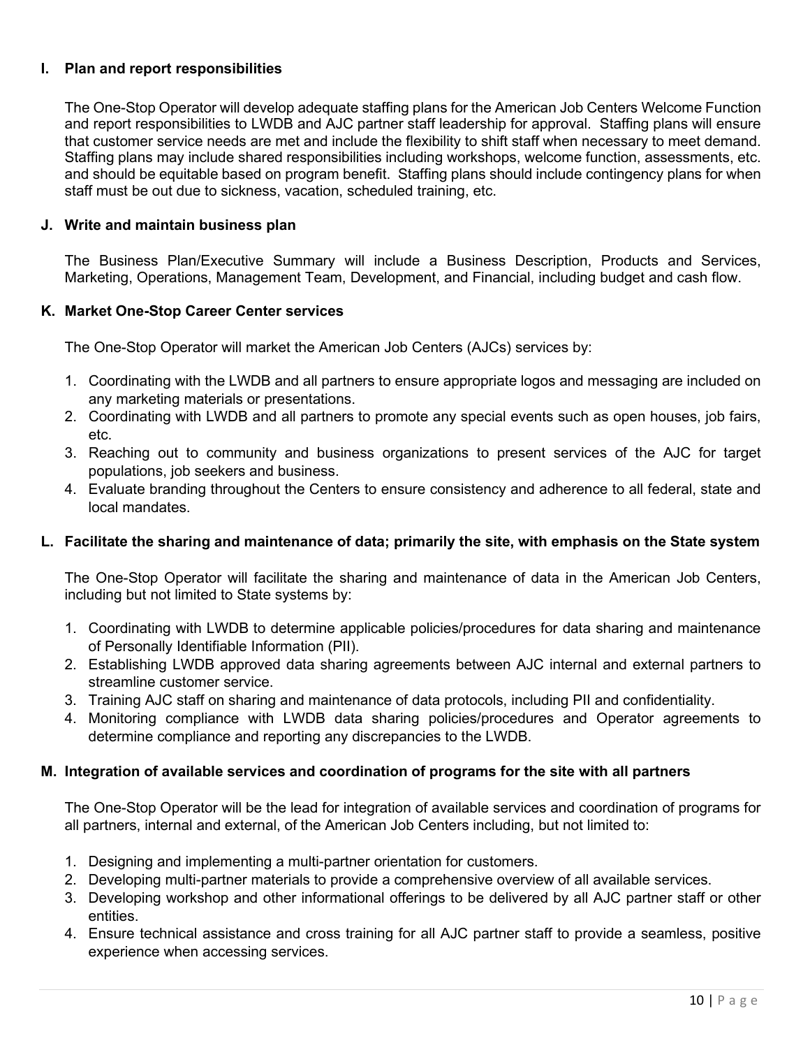### I. Plan and report responsibilities

The One-Stop Operator will develop adequate staffing plans for the American Job Centers Welcome Function and report responsibilities to LWDB and AJC partner staff leadership for approval. Staffing plans will ensure that customer service needs are met and include the flexibility to shift staff when necessary to meet demand. Staffing plans may include shared responsibilities including workshops, welcome function, assessments, etc. and should be equitable based on program benefit. Staffing plans should include contingency plans for when staff must be out due to sickness, vacation, scheduled training, etc.

### J. Write and maintain business plan

The Business Plan/Executive Summary will include a Business Description, Products and Services, Marketing, Operations, Management Team, Development, and Financial, including budget and cash flow.

### K. Market One-Stop Career Center services

The One-Stop Operator will market the American Job Centers (AJCs) services by:

1. Coordinating with the LWDB and all partners to ensure appropriate logos and messaging are included on any marketing materials or presentations.
2. Coordinating with LWDB and all partners to promote any special events such as open houses, job fairs, etc.
3. Reaching out to community and business organizations to present services of the AJC for target populations, job seekers and business.
4. Evaluate branding throughout the Centers to ensure consistency and adherence to all federal, state and local mandates.

### L. Facilitate the sharing and maintenance of data; primarily the site, with emphasis on the State system

The One-Stop Operator will facilitate the sharing and maintenance of data in the American Job Centers, including but not limited to State systems by:

1. Coordinating with LWDB to determine applicable policies/procedures for data sharing and maintenance of Personally Identifiable Information (PII).
2. Establishing LWDB approved data sharing agreements between AJC internal and external partners to streamline customer service.
3. Training AJC staff on sharing and maintenance of data protocols, including PII and confidentiality.
4. Monitoring compliance with LWDB data sharing policies/procedures and Operator agreements to determine compliance and reporting any discrepancies to the LWDB.

### M. Integration of available services and coordination of programs for the site with all partners

The One-Stop Operator will be the lead for integration of available services and coordination of programs for all partners, internal and external, of the American Job Centers including, but not limited to:

1. Designing and implementing a multi-partner orientation for customers.
2. Developing multi-partner materials to provide a comprehensive overview of all available services.
3. Developing workshop and other informational offerings to be delivered by all AJC partner staff or other entities.
4. Ensure technical assistance and cross training for all AJC partner staff to provide a seamless, positive experience when accessing services.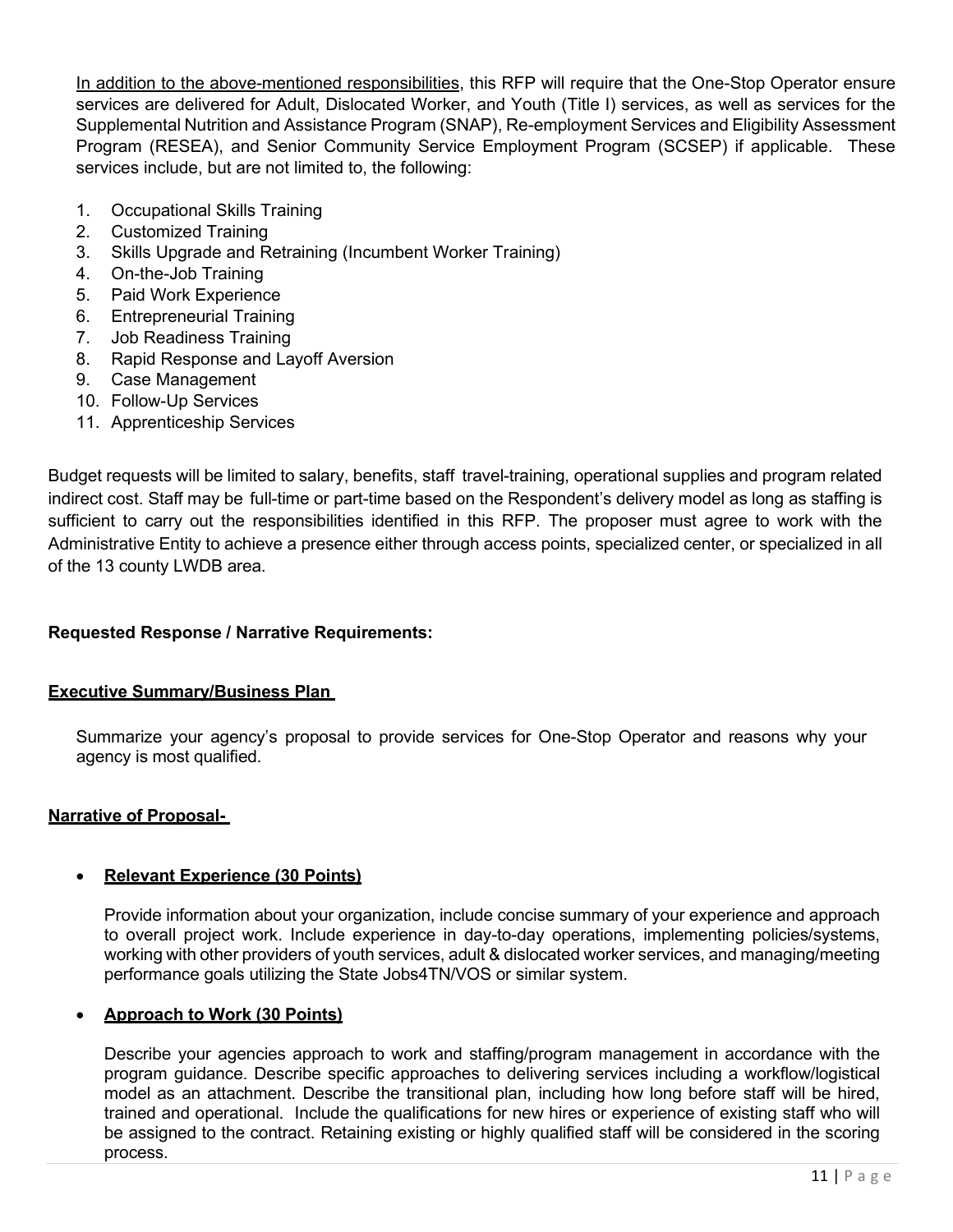<u>In addition to the above-mentioned responsibilities</u>, this RFP will require that the One-Stop Operator ensure services are delivered for Adult, Dislocated Worker, and Youth (Title I) services, as well as services for the Supplemental Nutrition and Assistance Program (SNAP), Re-employment Services and Eligibility Assessment Program (RESEA), and Senior Community Service Employment Program (SCSEP) if applicable. These services include, but are not limited to, the following:

1. Occupational Skills Training
2. Customized Training
3. Skills Upgrade and Retraining (Incumbent Worker Training)
4. On-the-Job Training
5. Paid Work Experience
6. Entrepreneurial Training
7. Job Readiness Training
8. Rapid Response and Layoff Aversion
9. Case Management
10. Follow-Up Services
11. Apprenticeship Services

Budget requests will be limited to salary, benefits, staff travel-training, operational supplies and program related indirect cost. Staff may be full-time or part-time based on the Respondent's delivery model as long as staffing is sufficient to carry out the responsibilities identified in this RFP. The proposer must agree to work with the Administrative Entity to achieve a presence either through access points, specialized center, or specialized in all of the 13 county LWDB area.

**Requested Response / Narrative Requirements:**

**<u>Executive Summary/Business Plan</u>**

Summarize your agency's proposal to provide services for One-Stop Operator and reasons why your agency is most qualified.

**<u>Narrative of Proposal-</u>**

- **<u>Relevant Experience (30 Points)</u>**

  Provide information about your organization, include concise summary of your experience and approach to overall project work. Include experience in day-to-day operations, implementing policies/systems, working with other providers of youth services, adult & dislocated worker services, and managing/meeting performance goals utilizing the State Jobs4TN/VOS or similar system.

- **<u>Approach to Work (30 Points)</u>**

  Describe your agencies approach to work and staffing/program management in accordance with the program guidance. Describe specific approaches to delivering services including a workflow/logistical model as an attachment. Describe the transitional plan, including how long before staff will be hired, trained and operational. Include the qualifications for new hires or experience of existing staff who will be assigned to the contract. Retaining existing or highly qualified staff will be considered in the scoring process.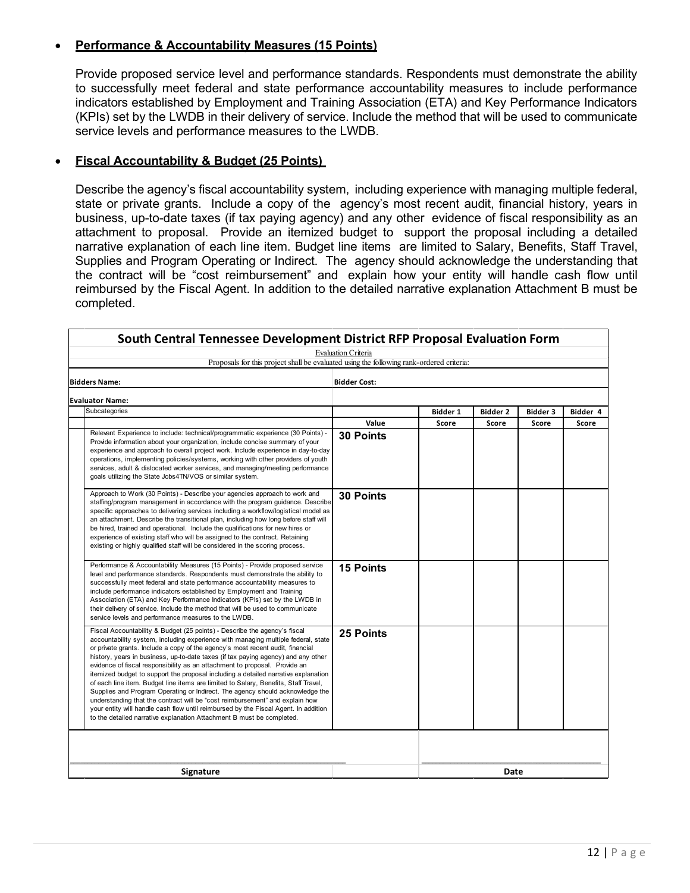- **Performance & Accountability Measures (15 Points)**

  Provide proposed service level and performance standards. Respondents must demonstrate the ability to successfully meet federal and state performance accountability measures to include performance indicators established by Employment and Training Association (ETA) and Key Performance Indicators (KPIs) set by the LWDB in their delivery of service. Include the method that will be used to communicate service levels and performance measures to the LWDB.

- **Fiscal Accountability & Budget (25 Points)**

  Describe the agency's fiscal accountability system, including experience with managing multiple federal, state or private grants. Include a copy of the agency's most recent audit, financial history, years in business, up-to-date taxes (if tax paying agency) and any other evidence of fiscal responsibility as an attachment to proposal. Provide an itemized budget to support the proposal including a detailed narrative explanation of each line item. Budget line items are limited to Salary, Benefits, Staff Travel, Supplies and Program Operating or Indirect. The agency should acknowledge the understanding that the contract will be "cost reimbursement" and explain how your entity will handle cash flow until reimbursed by the Fiscal Agent. In addition to the detailed narrative explanation Attachment B must be completed.

**South Central Tennessee Development District RFP Proposal Evaluation Form**

Evaluation Criteria

Proposals for this project shall be evaluated using the following rank-ordered criteria:

**Bidders Name:** &nbsp;&nbsp;&nbsp;&nbsp; **Bidder Cost:**

**Evaluator Name:**

| Subcategories | | Bidder 1 | Bidder 2 | Bidder 3 | Bidder 4 |
|---|---|---|---|---|---|
| | **Value** | **Score** | **Score** | **Score** | **Score** |
| Relevant Experience to include: technical/programmatic experience (30 Points) - Provide information about your organization, include concise summary of your experience and approach to overall project work. Include experience in day-to-day operations, implementing policies/systems, working with other providers of youth services, adult & dislocated worker services, and managing/meeting performance goals utilizing the State Jobs4TN/VOS or similar system. | **30 Points** | | | | |
| Approach to Work (30 Points) - Describe your agencies approach to work and staffing/program management in accordance with the program guidance. Describe specific approaches to delivering services including a workflow/logistical model as an attachment. Describe the transitional plan, including how long before staff will be hired, trained and operational. Include the qualifications for new hires or experience of existing staff who will be assigned to the contract. Retaining existing or highly qualified staff will be considered in the scoring process. | **30 Points** | | | | |
| Performance & Accountability Measures (15 Points) - Provide proposed service level and performance standards. Respondents must demonstrate the ability to successfully meet federal and state performance accountability measures to include performance indicators established by Employment and Training Association (ETA) and Key Performance Indicators (KPIs) set by the LWDB in their delivery of service. Include the method that will be used to communicate service levels and performance measures to the LWDB. | **15 Points** | | | | |
| Fiscal Accountability & Budget (25 points) - Describe the agency's fiscal accountability system, including experience with managing multiple federal, state or private grants. Include a copy of the agency's most recent audit, financial history, years in business, up-to-date taxes (if tax paying agency) and any other evidence of fiscal responsibility as an attachment to proposal. Provide an itemized budget to support the proposal including a detailed narrative explanation of each line item. Budget line items are limited to Salary, Benefits, Staff Travel, Supplies and Program Operating or Indirect. The agency should acknowledge the understanding that the contract will be "cost reimbursement" and explain how your entity will handle cash flow until reimbursed by the Fiscal Agent. In addition to the detailed narrative explanation Attachment B must be completed. | **25 Points** | | | | |

______________________________ &nbsp;&nbsp;&nbsp;&nbsp; ______________________________

**Signature** &nbsp;&nbsp;&nbsp;&nbsp; **Date**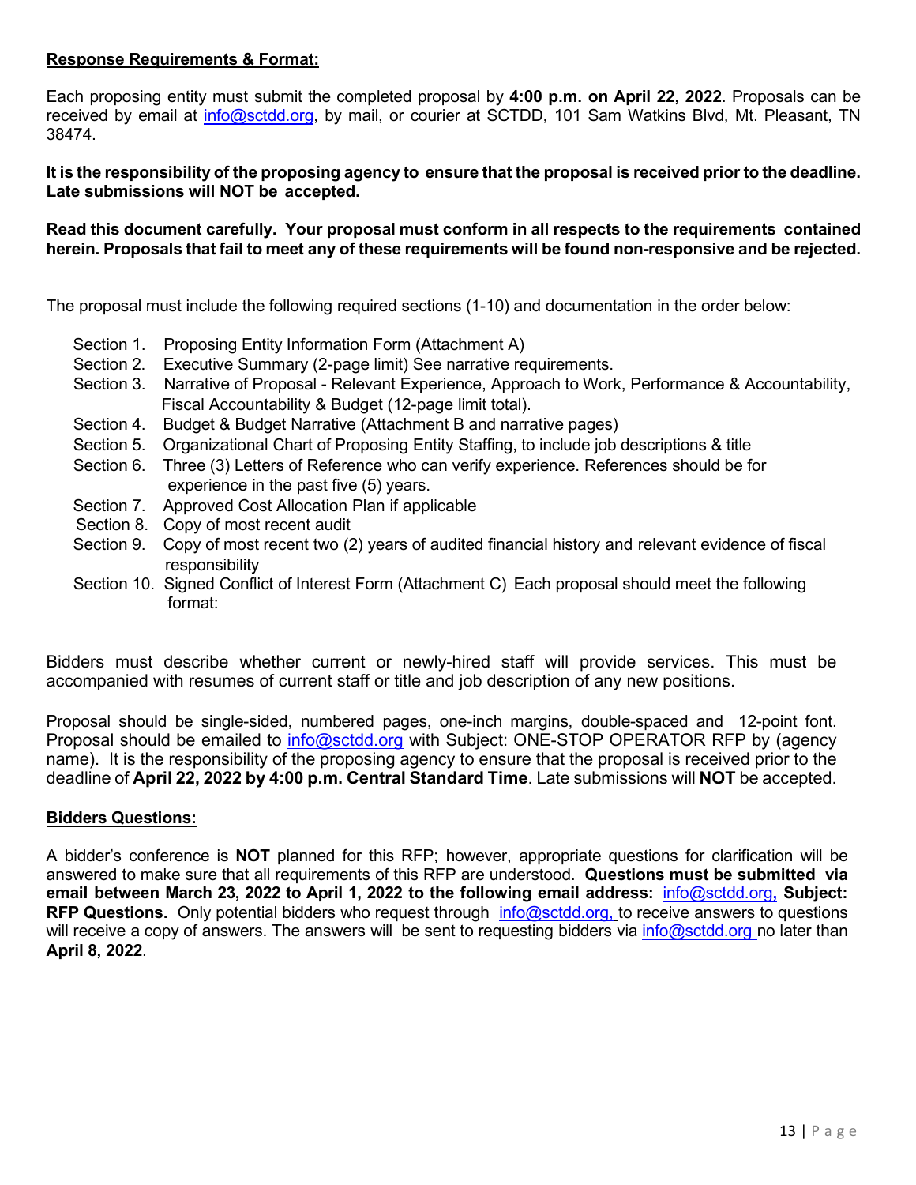**Response Requirements & Format:**

Each proposing entity must submit the completed proposal by **4:00 p.m. on April 22, 2022**. Proposals can be received by email at info@sctdd.org, by mail, or courier at SCTDD, 101 Sam Watkins Blvd, Mt. Pleasant, TN 38474.

**It is the responsibility of the proposing agency to ensure that the proposal is received prior to the deadline. Late submissions will NOT be accepted.**

**Read this document carefully. Your proposal must conform in all respects to the requirements contained herein. Proposals that fail to meet any of these requirements will be found non-responsive and be rejected.**

The proposal must include the following required sections (1-10) and documentation in the order below:

- Section 1. Proposing Entity Information Form (Attachment A)
- Section 2. Executive Summary (2-page limit) See narrative requirements.
- Section 3. Narrative of Proposal - Relevant Experience, Approach to Work, Performance & Accountability, Fiscal Accountability & Budget (12-page limit total).
- Section 4. Budget & Budget Narrative (Attachment B and narrative pages)
- Section 5. Organizational Chart of Proposing Entity Staffing, to include job descriptions & title
- Section 6. Three (3) Letters of Reference who can verify experience. References should be for experience in the past five (5) years.
- Section 7. Approved Cost Allocation Plan if applicable
- Section 8. Copy of most recent audit
- Section 9. Copy of most recent two (2) years of audited financial history and relevant evidence of fiscal responsibility
- Section 10. Signed Conflict of Interest Form (Attachment C) Each proposal should meet the following format:

Bidders must describe whether current or newly-hired staff will provide services. This must be accompanied with resumes of current staff or title and job description of any new positions.

Proposal should be single-sided, numbered pages, one-inch margins, double-spaced and 12-point font. Proposal should be emailed to info@sctdd.org with Subject: ONE-STOP OPERATOR RFP by (agency name). It is the responsibility of the proposing agency to ensure that the proposal is received prior to the deadline of **April 22, 2022 by 4:00 p.m. Central Standard Time**. Late submissions will **NOT** be accepted.

**Bidders Questions:**

A bidder's conference is **NOT** planned for this RFP; however, appropriate questions for clarification will be answered to make sure that all requirements of this RFP are understood. **Questions must be submitted via email between March 23, 2022 to April 1, 2022 to the following email address:** info@sctdd.org**, Subject: RFP Questions.** Only potential bidders who request through info@sctdd.org, to receive answers to questions will receive a copy of answers. The answers will be sent to requesting bidders via info@sctdd.org no later than **April 8, 2022**.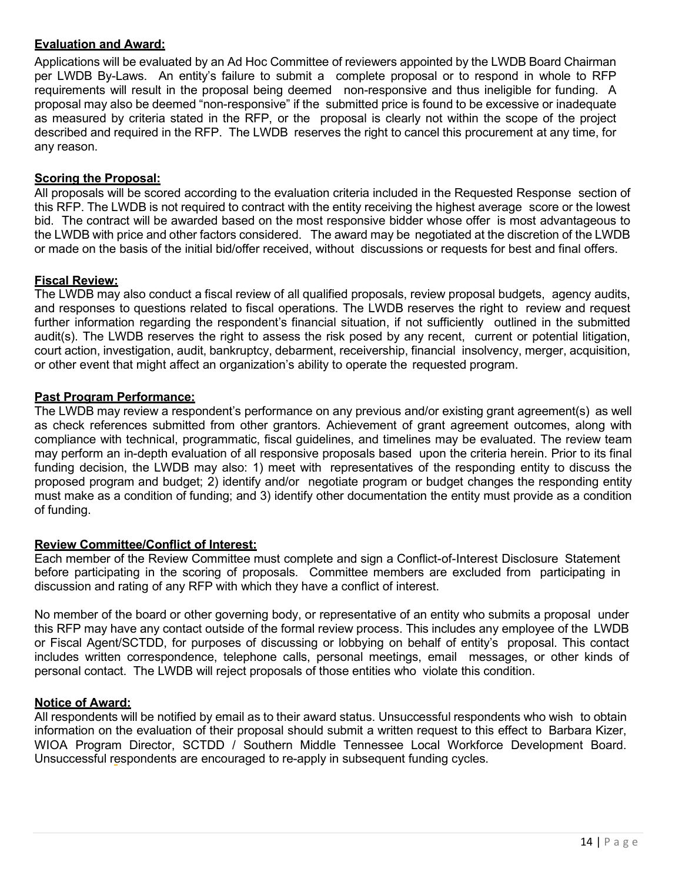**Evaluation and Award:**

Applications will be evaluated by an Ad Hoc Committee of reviewers appointed by the LWDB Board Chairman per LWDB By-Laws. An entity's failure to submit a complete proposal or to respond in whole to RFP requirements will result in the proposal being deemed non-responsive and thus ineligible for funding. A proposal may also be deemed "non-responsive" if the submitted price is found to be excessive or inadequate as measured by criteria stated in the RFP, or the proposal is clearly not within the scope of the project described and required in the RFP. The LWDB reserves the right to cancel this procurement at any time, for any reason.

**Scoring the Proposal:**

All proposals will be scored according to the evaluation criteria included in the Requested Response section of this RFP. The LWDB is not required to contract with the entity receiving the highest average score or the lowest bid. The contract will be awarded based on the most responsive bidder whose offer is most advantageous to the LWDB with price and other factors considered. The award may be negotiated at the discretion of the LWDB or made on the basis of the initial bid/offer received, without discussions or requests for best and final offers.

**Fiscal Review:**

The LWDB may also conduct a fiscal review of all qualified proposals, review proposal budgets, agency audits, and responses to questions related to fiscal operations. The LWDB reserves the right to review and request further information regarding the respondent's financial situation, if not sufficiently outlined in the submitted audit(s). The LWDB reserves the right to assess the risk posed by any recent, current or potential litigation, court action, investigation, audit, bankruptcy, debarment, receivership, financial insolvency, merger, acquisition, or other event that might affect an organization's ability to operate the requested program.

**Past Program Performance:**

The LWDB may review a respondent's performance on any previous and/or existing grant agreement(s) as well as check references submitted from other grantors. Achievement of grant agreement outcomes, along with compliance with technical, programmatic, fiscal guidelines, and timelines may be evaluated. The review team may perform an in-depth evaluation of all responsive proposals based upon the criteria herein. Prior to its final funding decision, the LWDB may also: 1) meet with representatives of the responding entity to discuss the proposed program and budget; 2) identify and/or negotiate program or budget changes the responding entity must make as a condition of funding; and 3) identify other documentation the entity must provide as a condition of funding.

**Review Committee/Conflict of Interest:**

Each member of the Review Committee must complete and sign a Conflict-of-Interest Disclosure Statement before participating in the scoring of proposals. Committee members are excluded from participating in discussion and rating of any RFP with which they have a conflict of interest.

No member of the board or other governing body, or representative of an entity who submits a proposal under this RFP may have any contact outside of the formal review process. This includes any employee of the LWDB or Fiscal Agent/SCTDD, for purposes of discussing or lobbying on behalf of entity's proposal. This contact includes written correspondence, telephone calls, personal meetings, email messages, or other kinds of personal contact. The LWDB will reject proposals of those entities who violate this condition.

**Notice of Award:**

All respondents will be notified by email as to their award status. Unsuccessful respondents who wish to obtain information on the evaluation of their proposal should submit a written request to this effect to Barbara Kizer, WIOA Program Director, SCTDD / Southern Middle Tennessee Local Workforce Development Board. Unsuccessful respondents are encouraged to re-apply in subsequent funding cycles.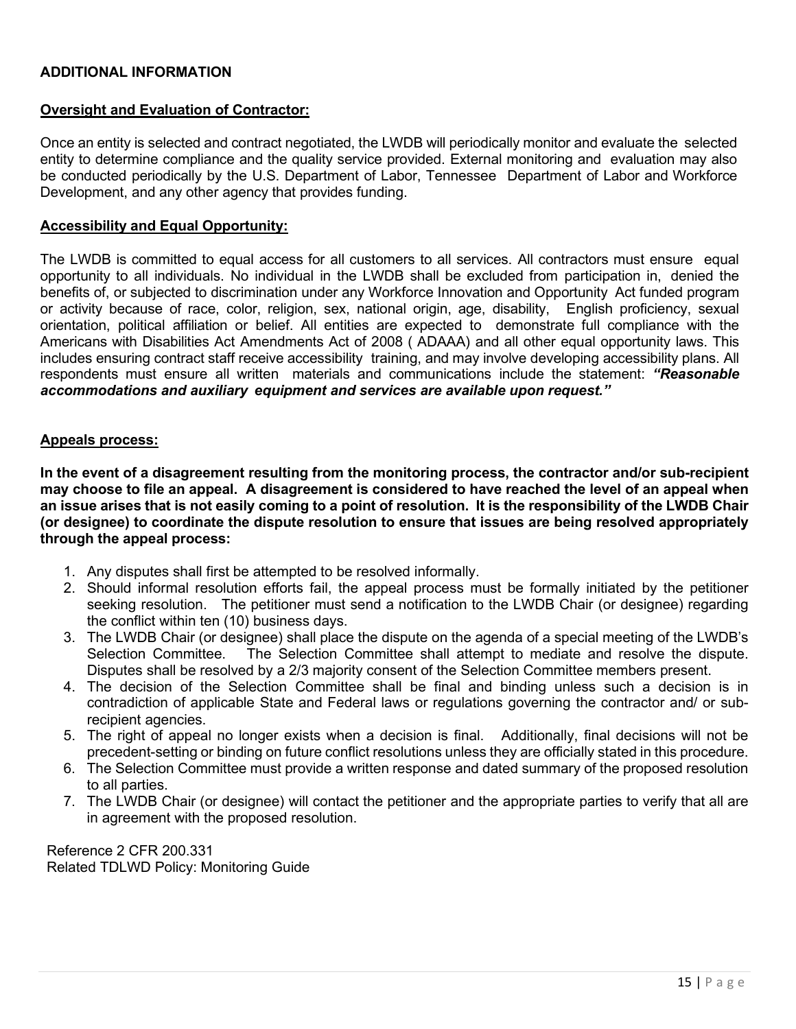## ADDITIONAL INFORMATION

**Oversight and Evaluation of Contractor:**

Once an entity is selected and contract negotiated, the LWDB will periodically monitor and evaluate the selected entity to determine compliance and the quality service provided. External monitoring and evaluation may also be conducted periodically by the U.S. Department of Labor, Tennessee Department of Labor and Workforce Development, and any other agency that provides funding.

**Accessibility and Equal Opportunity:**

The LWDB is committed to equal access for all customers to all services. All contractors must ensure equal opportunity to all individuals. No individual in the LWDB shall be excluded from participation in, denied the benefits of, or subjected to discrimination under any Workforce Innovation and Opportunity Act funded program or activity because of race, color, religion, sex, national origin, age, disability, English proficiency, sexual orientation, political affiliation or belief. All entities are expected to demonstrate full compliance with the Americans with Disabilities Act Amendments Act of 2008 ( ADAAA) and all other equal opportunity laws. This includes ensuring contract staff receive accessibility training, and may involve developing accessibility plans. All respondents must ensure all written materials and communications include the statement: ***"Reasonable accommodations and auxiliary equipment and services are available upon request."***

**Appeals process:**

**In the event of a disagreement resulting from the monitoring process, the contractor and/or sub-recipient may choose to file an appeal. A disagreement is considered to have reached the level of an appeal when an issue arises that is not easily coming to a point of resolution. It is the responsibility of the LWDB Chair (or designee) to coordinate the dispute resolution to ensure that issues are being resolved appropriately through the appeal process:**

1. Any disputes shall first be attempted to be resolved informally.
2. Should informal resolution efforts fail, the appeal process must be formally initiated by the petitioner seeking resolution. The petitioner must send a notification to the LWDB Chair (or designee) regarding the conflict within ten (10) business days.
3. The LWDB Chair (or designee) shall place the dispute on the agenda of a special meeting of the LWDB's Selection Committee. The Selection Committee shall attempt to mediate and resolve the dispute. Disputes shall be resolved by a 2/3 majority consent of the Selection Committee members present.
4. The decision of the Selection Committee shall be final and binding unless such a decision is in contradiction of applicable State and Federal laws or regulations governing the contractor and/ or sub-recipient agencies.
5. The right of appeal no longer exists when a decision is final. Additionally, final decisions will not be precedent-setting or binding on future conflict resolutions unless they are officially stated in this procedure.
6. The Selection Committee must provide a written response and dated summary of the proposed resolution to all parties.
7. The LWDB Chair (or designee) will contact the petitioner and the appropriate parties to verify that all are in agreement with the proposed resolution.

Reference 2 CFR 200.331
Related TDLWD Policy: Monitoring Guide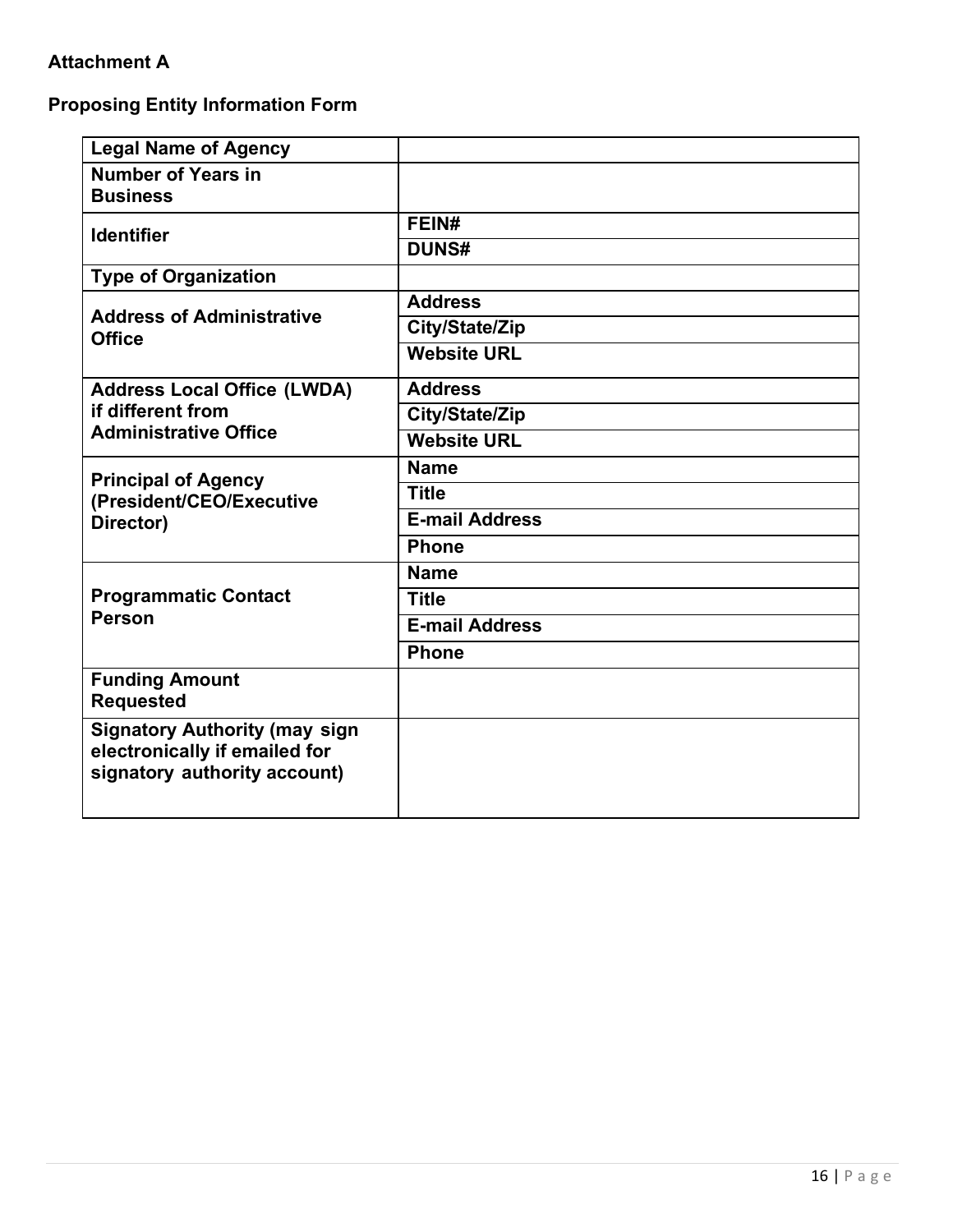**Attachment A**

**Proposing Entity Information Form**

| | | |
|---|---|---|
| **Legal Name of Agency** | | |
| **Number of Years in Business** | | |
| **Identifier** | **FEIN#** | |
| | **DUNS#** | |
| **Type of Organization** | | |
| **Address of Administrative Office** | **Address** | |
| | **City/State/Zip** | |
| | **Website URL** | |
| **Address Local Office (LWDA) if different from Administrative Office** | **Address** | |
| | **City/State/Zip** | |
| | **Website URL** | |
| **Principal of Agency (President/CEO/Executive Director)** | **Name** | |
| | **Title** | |
| | **E-mail Address** | |
| | **Phone** | |
| **Programmatic Contact Person** | **Name** | |
| | **Title** | |
| | **E-mail Address** | |
| | **Phone** | |
| **Funding Amount Requested** | | |
| **Signatory Authority (may sign electronically if emailed for signatory authority account)** | | |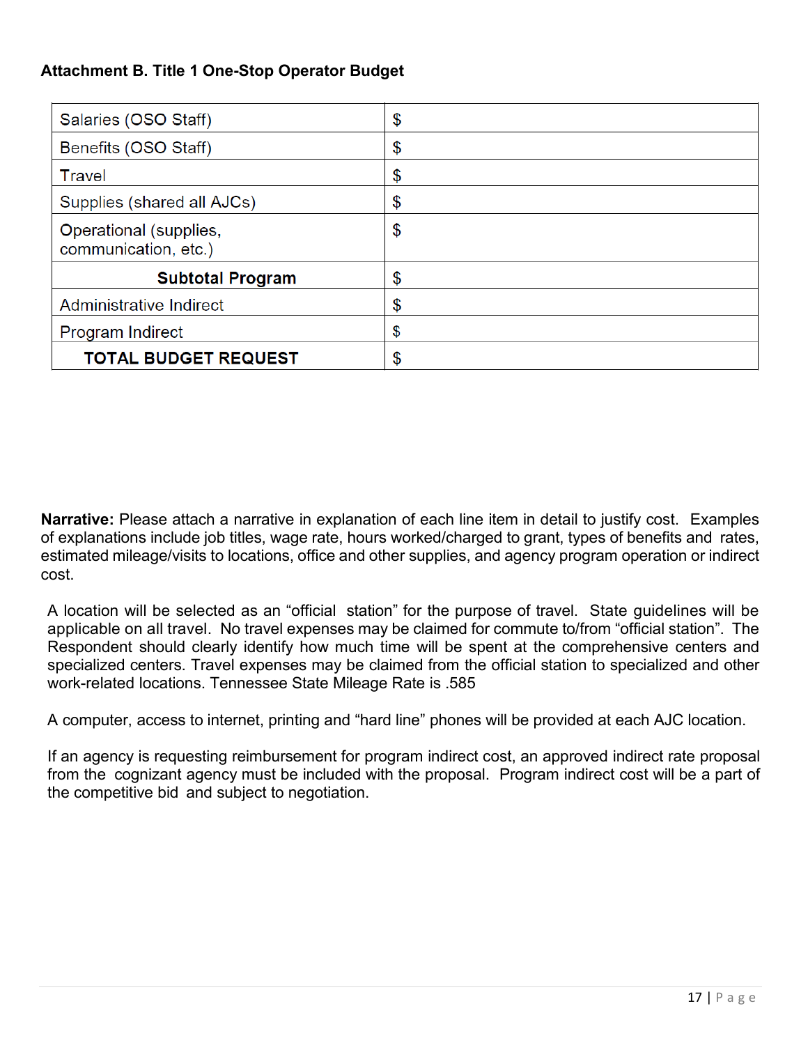**Attachment B. Title 1 One-Stop Operator Budget**

| | |
|---|---|
| Salaries (OSO Staff) | $ |
| Benefits (OSO Staff) | $ |
| Travel | $ |
| Supplies (shared all AJCs) | $ |
| Operational (supplies, communication, etc.) | $ |
| **Subtotal Program** | $ |
| Administrative Indirect | $ |
| Program Indirect | $ |
| **TOTAL BUDGET REQUEST** | $ |

**Narrative:** Please attach a narrative in explanation of each line item in detail to justify cost. Examples of explanations include job titles, wage rate, hours worked/charged to grant, types of benefits and rates, estimated mileage/visits to locations, office and other supplies, and agency program operation or indirect cost.

A location will be selected as an "official station" for the purpose of travel. State guidelines will be applicable on all travel. No travel expenses may be claimed for commute to/from "official station". The Respondent should clearly identify how much time will be spent at the comprehensive centers and specialized centers. Travel expenses may be claimed from the official station to specialized and other work-related locations. Tennessee State Mileage Rate is .585

A computer, access to internet, printing and "hard line" phones will be provided at each AJC location.

If an agency is requesting reimbursement for program indirect cost, an approved indirect rate proposal from the cognizant agency must be included with the proposal. Program indirect cost will be a part of the competitive bid and subject to negotiation.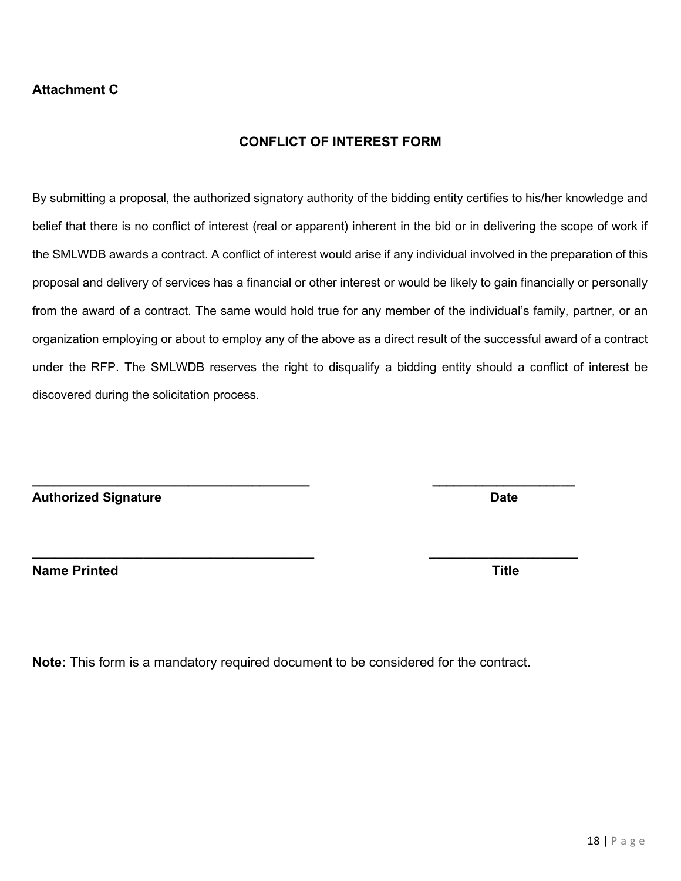**Attachment C**

## CONFLICT OF INTEREST FORM

By submitting a proposal, the authorized signatory authority of the bidding entity certifies to his/her knowledge and belief that there is no conflict of interest (real or apparent) inherent in the bid or in delivering the scope of work if the SMLWDB awards a contract. A conflict of interest would arise if any individual involved in the preparation of this proposal and delivery of services has a financial or other interest or would be likely to gain financially or personally from the award of a contract. The same would hold true for any member of the individual's family, partner, or an organization employing or about to employ any of the above as a direct result of the successful award of a contract under the RFP. The SMLWDB reserves the right to disqualify a bidding entity should a conflict of interest be discovered during the solicitation process.

\_\_\_\_\_\_\_\_\_\_\_\_\_\_\_\_\_\_\_\_\_\_\_\_\_\_\_\_\_\_\_\_\_\_\_\_\_\_\_\_ &nbsp;&nbsp;&nbsp;&nbsp; \_\_\_\_\_\_\_\_\_\_\_\_\_\_\_\_\_\_\_\_

**Authorized Signature** &nbsp;&nbsp;&nbsp;&nbsp; **Date**

\_\_\_\_\_\_\_\_\_\_\_\_\_\_\_\_\_\_\_\_\_\_\_\_\_\_\_\_\_\_\_\_\_\_\_\_\_\_\_\_ &nbsp;&nbsp;&nbsp;&nbsp; \_\_\_\_\_\_\_\_\_\_\_\_\_\_\_\_\_\_\_\_

**Name Printed** &nbsp;&nbsp;&nbsp;&nbsp; **Title**

**Note:** This form is a mandatory required document to be considered for the contract.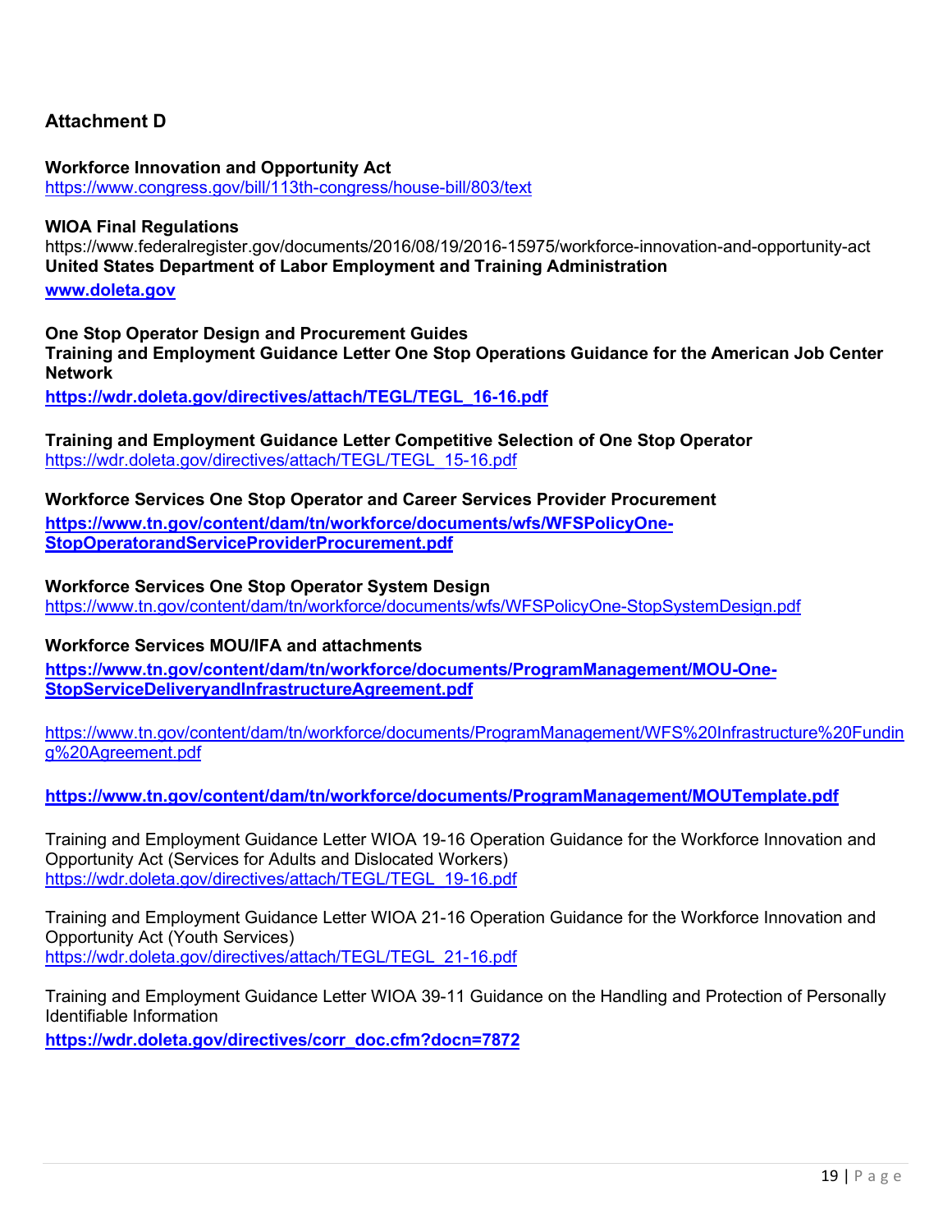## Attachment D

**Workforce Innovation and Opportunity Act**
https://www.congress.gov/bill/113th-congress/house-bill/803/text

**WIOA Final Regulations**
https://www.federalregister.gov/documents/2016/08/19/2016-15975/workforce-innovation-and-opportunity-act
**United States Department of Labor Employment and Training Administration**
**www.doleta.gov**

**One Stop Operator Design and Procurement Guides**
**Training and Employment Guidance Letter One Stop Operations Guidance for the American Job Center Network**
**https://wdr.doleta.gov/directives/attach/TEGL/TEGL_16-16.pdf**

**Training and Employment Guidance Letter Competitive Selection of One Stop Operator**
https://wdr.doleta.gov/directives/attach/TEGL/TEGL_15-16.pdf

**Workforce Services One Stop Operator and Career Services Provider Procurement**
**https://www.tn.gov/content/dam/tn/workforce/documents/wfs/WFSPolicyOne-StopOperatorandServiceProviderProcurement.pdf**

**Workforce Services One Stop Operator System Design**
https://www.tn.gov/content/dam/tn/workforce/documents/wfs/WFSPolicyOne-StopSystemDesign.pdf

**Workforce Services MOU/IFA and attachments**
**https://www.tn.gov/content/dam/tn/workforce/documents/ProgramManagement/MOU-One-StopServiceDeliveryandInfrastructureAgreement.pdf**

https://www.tn.gov/content/dam/tn/workforce/documents/ProgramManagement/WFS%20Infrastructure%20Funding%20Agreement.pdf

**https://www.tn.gov/content/dam/tn/workforce/documents/ProgramManagement/MOUTemplate.pdf**

Training and Employment Guidance Letter WIOA 19-16 Operation Guidance for the Workforce Innovation and Opportunity Act (Services for Adults and Dislocated Workers)
https://wdr.doleta.gov/directives/attach/TEGL/TEGL_19-16.pdf

Training and Employment Guidance Letter WIOA 21-16 Operation Guidance for the Workforce Innovation and Opportunity Act (Youth Services)
https://wdr.doleta.gov/directives/attach/TEGL/TEGL_21-16.pdf

Training and Employment Guidance Letter WIOA 39-11 Guidance on the Handling and Protection of Personally Identifiable Information
**https://wdr.doleta.gov/directives/corr_doc.cfm?docn=7872**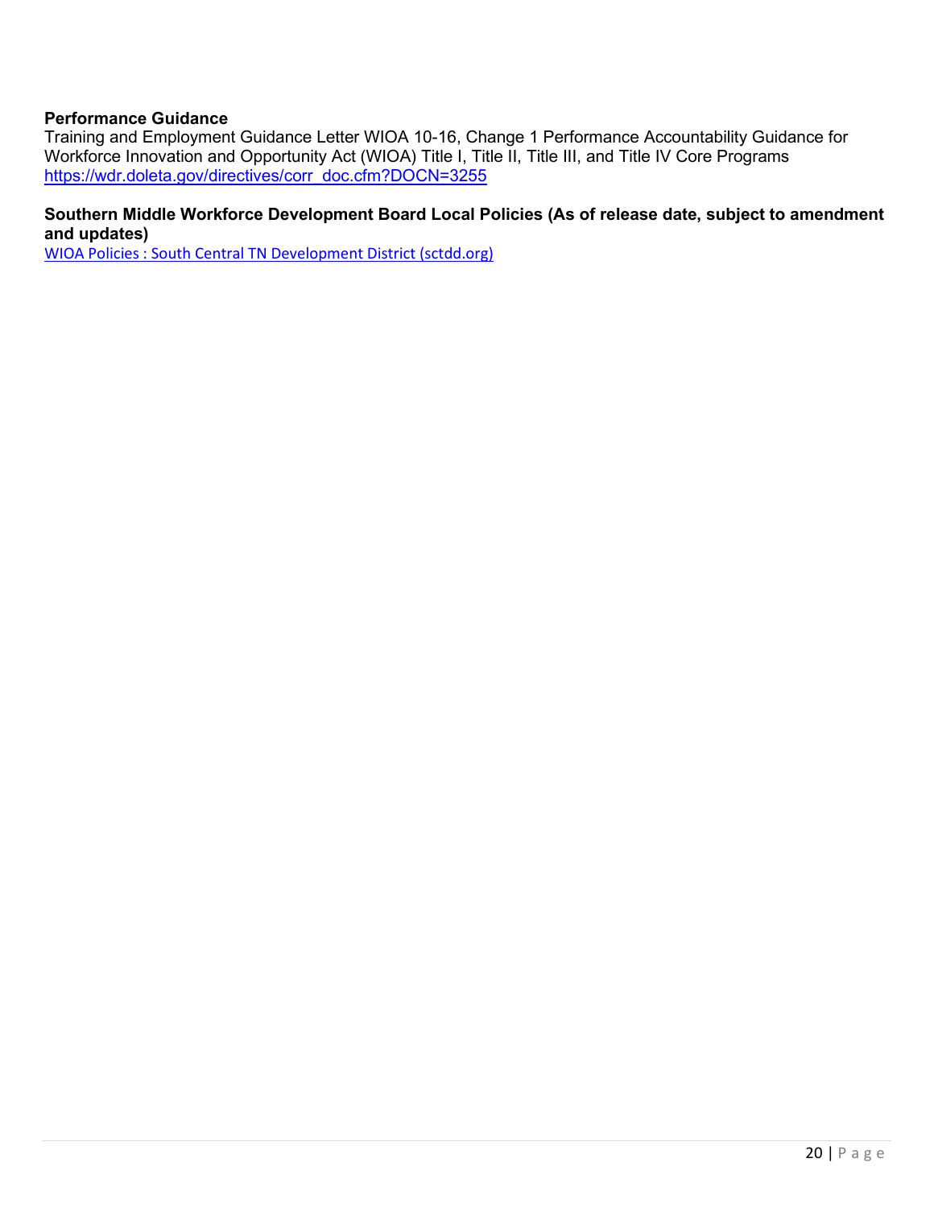**Performance Guidance**
Training and Employment Guidance Letter WIOA 10-16, Change 1 Performance Accountability Guidance for Workforce Innovation and Opportunity Act (WIOA) Title I, Title II, Title III, and Title IV Core Programs
https://wdr.doleta.gov/directives/corr_doc.cfm?DOCN=3255

**Southern Middle Workforce Development Board Local Policies (As of release date, subject to amendment and updates)**
WIOA Policies : South Central TN Development District (sctdd.org)